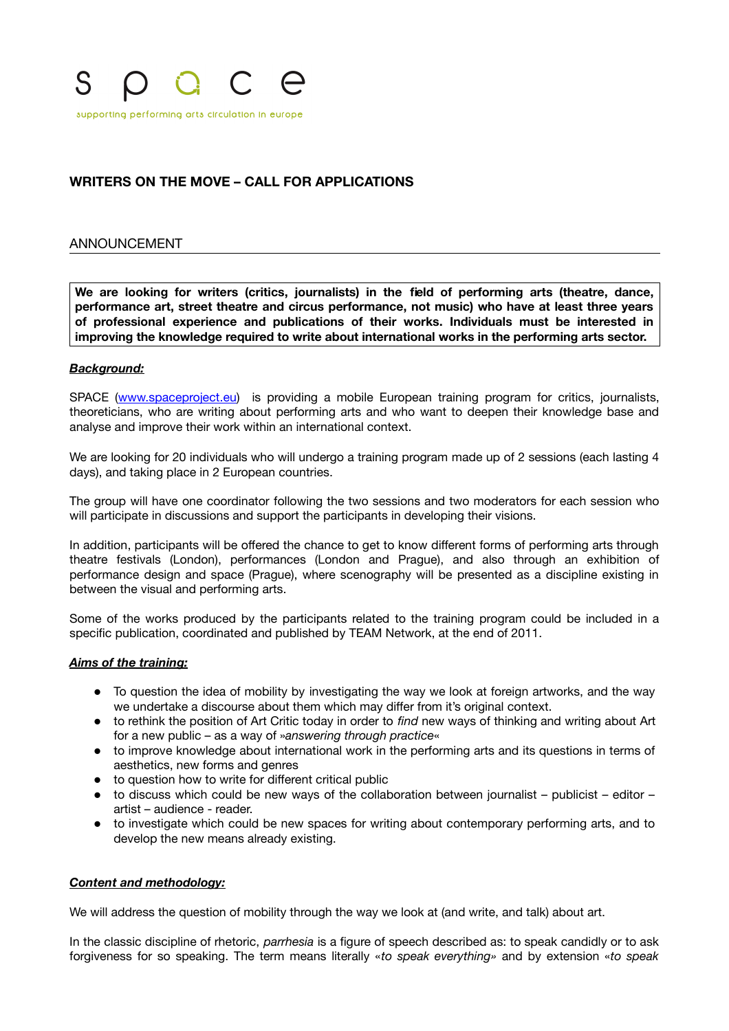s p a c e

supporting performing arts circulation in europe

## WRITERS ON THE MOVE – CALL FOR APPLICATIONS

### ANNOUNCEMENT

**We are looking for writers (critics, journalists) in the field of performing arts (theatre, dance, performance art, street theatre and circus performance, not music) who have at least three years of professional experience and publications of their works. Individuals must be interested in improving the knowledge required to write about international works in the performing arts sector.**

***Background:***

SPACE (www.spaceproject.eu) is providing a mobile European training program for critics, journalists, theoreticians, who are writing about performing arts and who want to deepen their knowledge base and analyse and improve their work within an international context.

We are looking for 20 individuals who will undergo a training program made up of 2 sessions (each lasting 4 days), and taking place in 2 European countries.

The group will have one coordinator following the two sessions and two moderators for each session who will participate in discussions and support the participants in developing their visions.

In addition, participants will be offered the chance to get to know different forms of performing arts through theatre festivals (London), performances (London and Prague), and also through an exhibition of performance design and space (Prague), where scenography will be presented as a discipline existing in between the visual and performing arts.

Some of the works produced by the participants related to the training program could be included in a specific publication, coordinated and published by TEAM Network, at the end of 2011.

***Aims of the training:***

- To question the idea of mobility by investigating the way we look at foreign artworks, and the way we undertake a discourse about them which may differ from it's original context.
- to rethink the position of Art Critic today in order to *find* new ways of thinking and writing about Art for a new public – as a way of »*answering through practice*«
- to improve knowledge about international work in the performing arts and its questions in terms of aesthetics, new forms and genres
- to question how to write for different critical public
- to discuss which could be new ways of the collaboration between journalist – publicist – editor – artist – audience - reader.
- to investigate which could be new spaces for writing about contemporary performing arts, and to develop the new means already existing.

***Content and methodology:***

We will address the question of mobility through the way we look at (and write, and talk) about art.

In the classic discipline of rhetoric, *parrhesia* is a figure of speech described as: to speak candidly or to ask forgiveness for so speaking. The term means literally «*to speak everything*» and by extension «*to speak*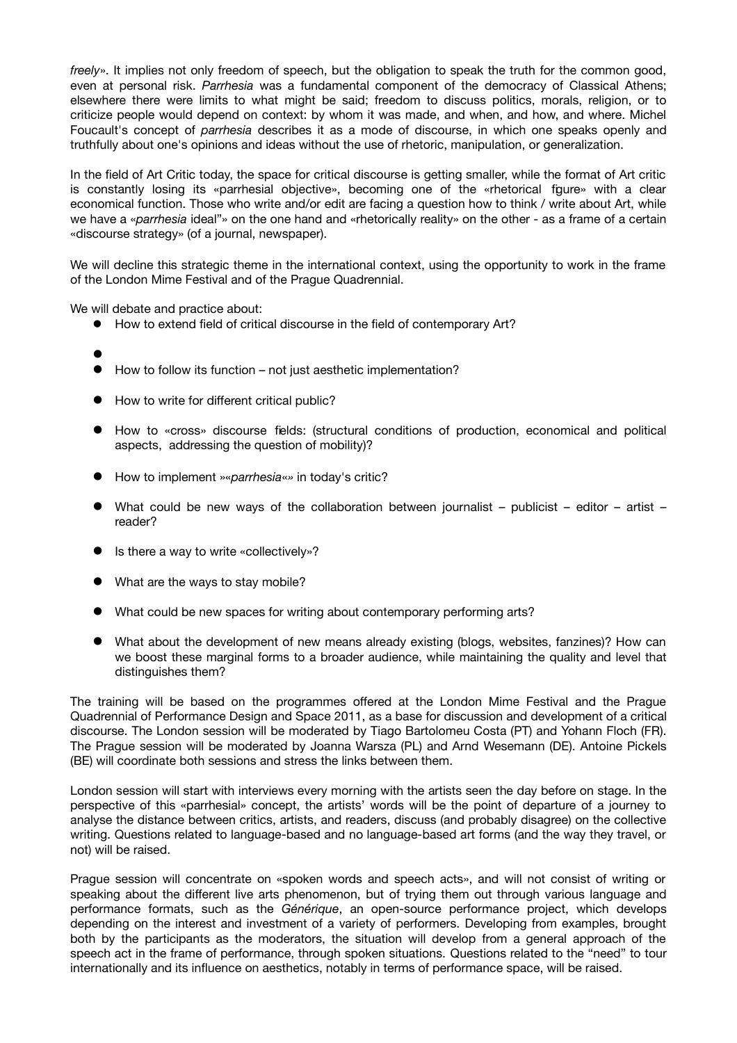*freely*». It implies not only freedom of speech, but the obligation to speak the truth for the common good, even at personal risk. *Parrhesia* was a fundamental component of the democracy of Classical Athens; elsewhere there were limits to what might be said; freedom to discuss politics, morals, religion, or to criticize people would depend on context: by whom it was made, and when, and how, and where. Michel Foucault's concept of *parrhesia* describes it as a mode of discourse, in which one speaks openly and truthfully about one's opinions and ideas without the use of rhetoric, manipulation, or generalization.

In the field of Art Critic today, the space for critical discourse is getting smaller, while the format of Art critic is constantly losing its «parrhesial objective», becoming one of the «rhetorical figure» with a clear economical function. Those who write and/or edit are facing a question how to think / write about Art, while we have a «*parrhesia* ideal"» on the one hand and «rhetorically reality» on the other - as a frame of a certain «discourse strategy» (of a journal, newspaper).

We will decline this strategic theme in the international context, using the opportunity to work in the frame of the London Mime Festival and of the Prague Quadrennial.

We will debate and practice about:

- How to extend field of critical discourse in the field of contemporary Art?
- 
- How to follow its function – not just aesthetic implementation?
- How to write for different critical public?
- How to «cross» discourse fields: (structural conditions of production, economical and political aspects, addressing the question of mobility)?
- How to implement »«*parrhesia*«» in today's critic?
- What could be new ways of the collaboration between journalist – publicist – editor – artist – reader?
- Is there a way to write «collectively»?
- What are the ways to stay mobile?
- What could be new spaces for writing about contemporary performing arts?
- What about the development of new means already existing (blogs, websites, fanzines)? How can we boost these marginal forms to a broader audience, while maintaining the quality and level that distinguishes them?

The training will be based on the programmes offered at the London Mime Festival and the Prague Quadrennial of Performance Design and Space 2011, as a base for discussion and development of a critical discourse. The London session will be moderated by Tiago Bartolomeu Costa (PT) and Yohann Floch (FR). The Prague session will be moderated by Joanna Warsza (PL) and Arnd Wesemann (DE). Antoine Pickels (BE) will coordinate both sessions and stress the links between them.

London session will start with interviews every morning with the artists seen the day before on stage. In the perspective of this «parrhesial» concept, the artists' words will be the point of departure of a journey to analyse the distance between critics, artists, and readers, discuss (and probably disagree) on the collective writing. Questions related to language-based and no language-based art forms (and the way they travel, or not) will be raised.

Prague session will concentrate on «spoken words and speech acts», and will not consist of writing or speaking about the different live arts phenomenon, but of trying them out through various language and performance formats, such as the *Générique*, an open-source performance project, which develops depending on the interest and investment of a variety of performers. Developing from examples, brought both by the participants as the moderators, the situation will develop from a general approach of the speech act in the frame of performance, through spoken situations. Questions related to the "need" to tour internationally and its influence on aesthetics, notably in terms of performance space, will be raised.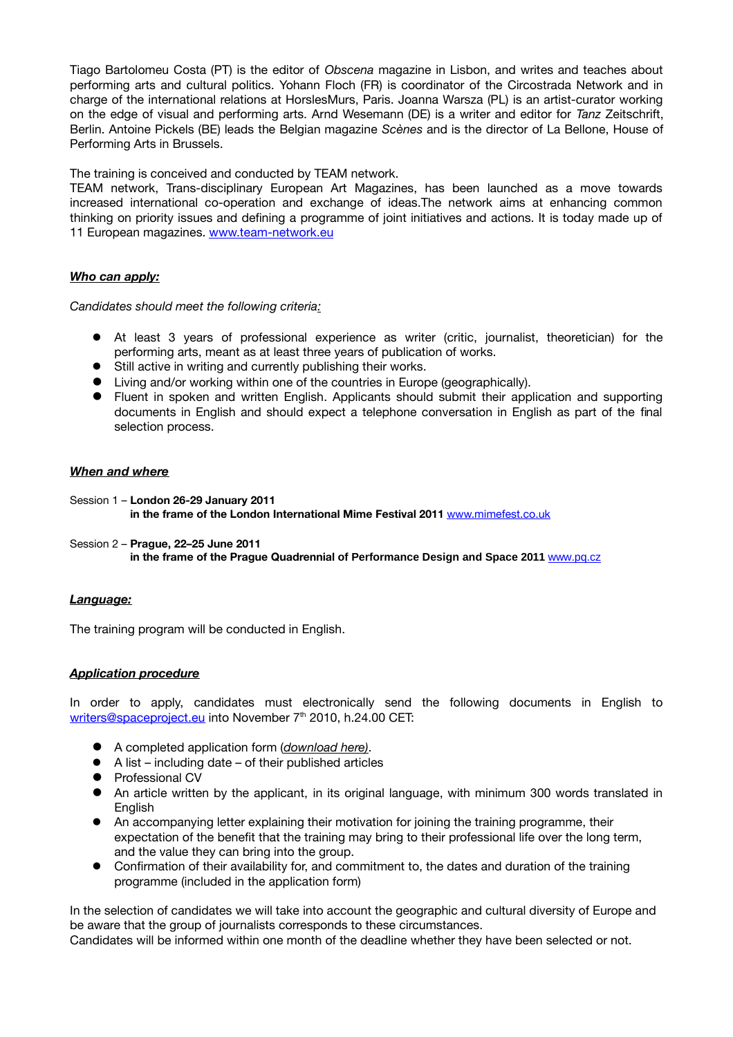Tiago Bartolomeu Costa (PT) is the editor of *Obscena* magazine in Lisbon, and writes and teaches about performing arts and cultural politics. Yohann Floch (FR) is coordinator of the Circostrada Network and in charge of the international relations at HorslesMurs, Paris. Joanna Warsza (PL) is an artist-curator working on the edge of visual and performing arts. Arnd Wesemann (DE) is a writer and editor for *Tanz* Zeitschrift, Berlin. Antoine Pickels (BE) leads the Belgian magazine *Scènes* and is the director of La Bellone, House of Performing Arts in Brussels.

The training is conceived and conducted by TEAM network.
TEAM network, Trans-disciplinary European Art Magazines, has been launched as a move towards increased international co-operation and exchange of ideas.The network aims at enhancing common thinking on priority issues and defining a programme of joint initiatives and actions. It is today made up of 11 European magazines. [www.team-network.eu](http://www.team-network.eu)

***Who can apply:***

*Candidates should meet the following criteria:*

- At least 3 years of professional experience as writer (critic, journalist, theoretician) for the performing arts, meant as at least three years of publication of works.
- Still active in writing and currently publishing their works.
- Living and/or working within one of the countries in Europe (geographically).
- Fluent in spoken and written English. Applicants should submit their application and supporting documents in English and should expect a telephone conversation in English as part of the final selection process.

***When and where***

Session 1 – **London 26-29 January 2011**
**in the frame of the London International Mime Festival 2011** [www.mimefest.co.uk](http://www.mimefest.co.uk)

Session 2 – **Prague, 22–25 June 2011**
**in the frame of the Prague Quadrennial of Performance Design and Space 2011** [www.pq.cz](http://www.pq.cz)

***Language:***

The training program will be conducted in English.

***Application procedure***

In order to apply, candidates must electronically send the following documents in English to [writers@spaceproject.eu](mailto:writers@spaceproject.eu) into November 7th 2010, h.24.00 CET:

- A completed application form (*download here)*.
- A list – including date – of their published articles
- Professional CV
- An article written by the applicant, in its original language, with minimum 300 words translated in English
- An accompanying letter explaining their motivation for joining the training programme, their expectation of the benefit that the training may bring to their professional life over the long term, and the value they can bring into the group.
- Confirmation of their availability for, and commitment to, the dates and duration of the training programme (included in the application form)

In the selection of candidates we will take into account the geographic and cultural diversity of Europe and be aware that the group of journalists corresponds to these circumstances.
Candidates will be informed within one month of the deadline whether they have been selected or not.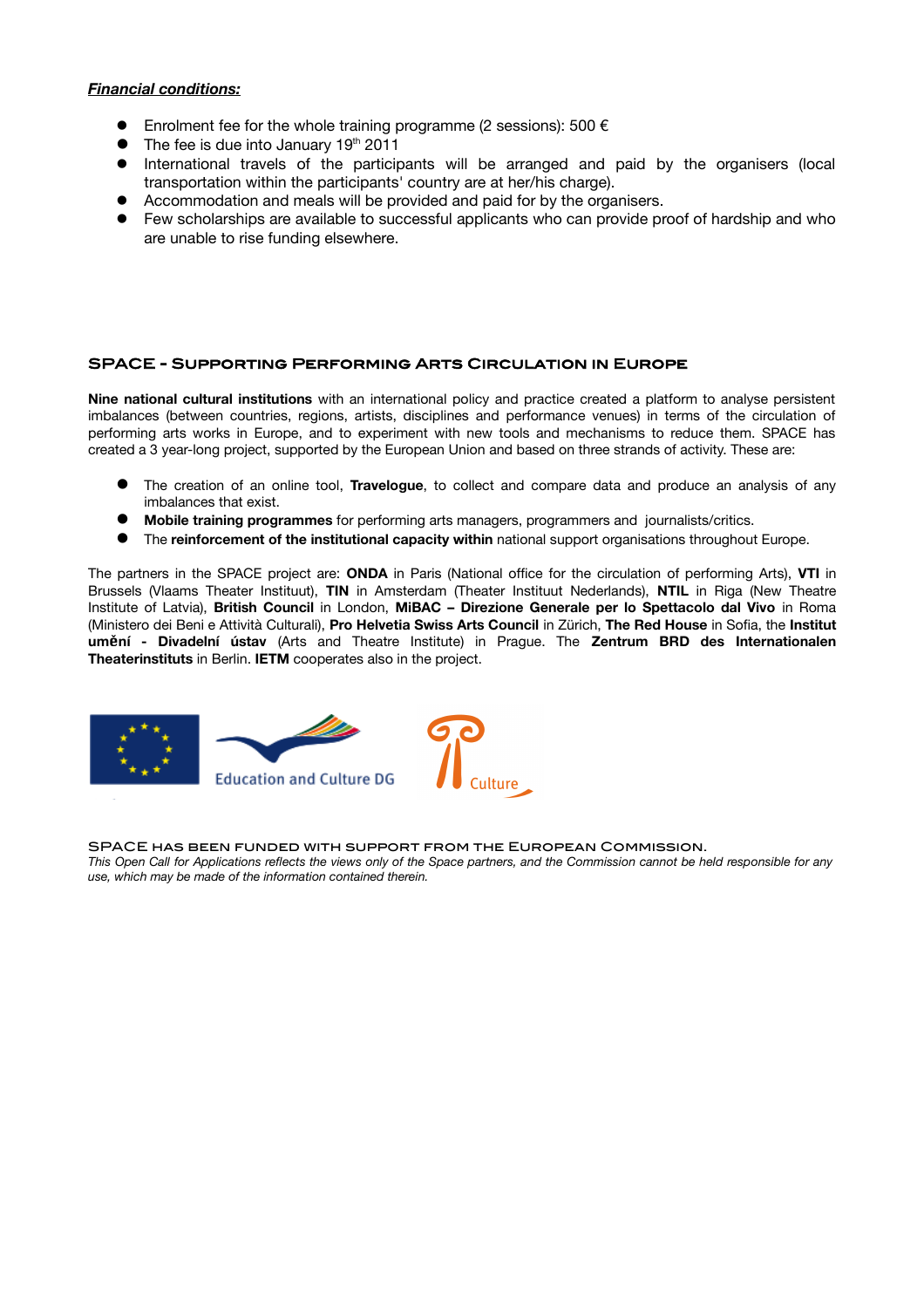***Financial conditions:***

- Enrolment fee for the whole training programme (2 sessions): 500 €
- The fee is due into January 19th 2011
- International travels of the participants will be arranged and paid by the organisers (local transportation within the participants' country are at her/his charge).
- Accommodation and meals will be provided and paid for by the organisers.
- Few scholarships are available to successful applicants who can provide proof of hardship and who are unable to rise funding elsewhere.

## SPACE - Supporting Performing Arts Circulation in Europe

**Nine national cultural institutions** with an international policy and practice created a platform to analyse persistent imbalances (between countries, regions, artists, disciplines and performance venues) in terms of the circulation of performing arts works in Europe, and to experiment with new tools and mechanisms to reduce them. SPACE has created a 3 year-long project, supported by the European Union and based on three strands of activity. These are:

- The creation of an online tool, **Travelogue**, to collect and compare data and produce an analysis of any imbalances that exist.
- **Mobile training programmes** for performing arts managers, programmers and journalists/critics.
- The **reinforcement of the institutional capacity within** national support organisations throughout Europe.

The partners in the SPACE project are: **ONDA** in Paris (National office for the circulation of performing Arts), **VTI** in Brussels (Vlaams Theater Instituut), **TIN** in Amsterdam (Theater Instituut Nederlands), **NTIL** in Riga (New Theatre Institute of Latvia), **British Council** in London, **MiBAC – Direzione Generale per lo Spettacolo dal Vivo** in Roma (Ministero dei Beni e Attività Culturali), **Pro Helvetia Swiss Arts Council** in Zürich, **The Red House** in Sofia, the **Institut umění - Divadelní ústav** (Arts and Theatre Institute) in Prague. The **Zentrum BRD des Internationalen Theaterinstituts** in Berlin. **IETM** cooperates also in the project.

Education and Culture DG

Culture

SPACE has been funded with support from the European Commission.

*This Open Call for Applications reflects the views only of the Space partners, and the Commission cannot be held responsible for any use, which may be made of the information contained therein.*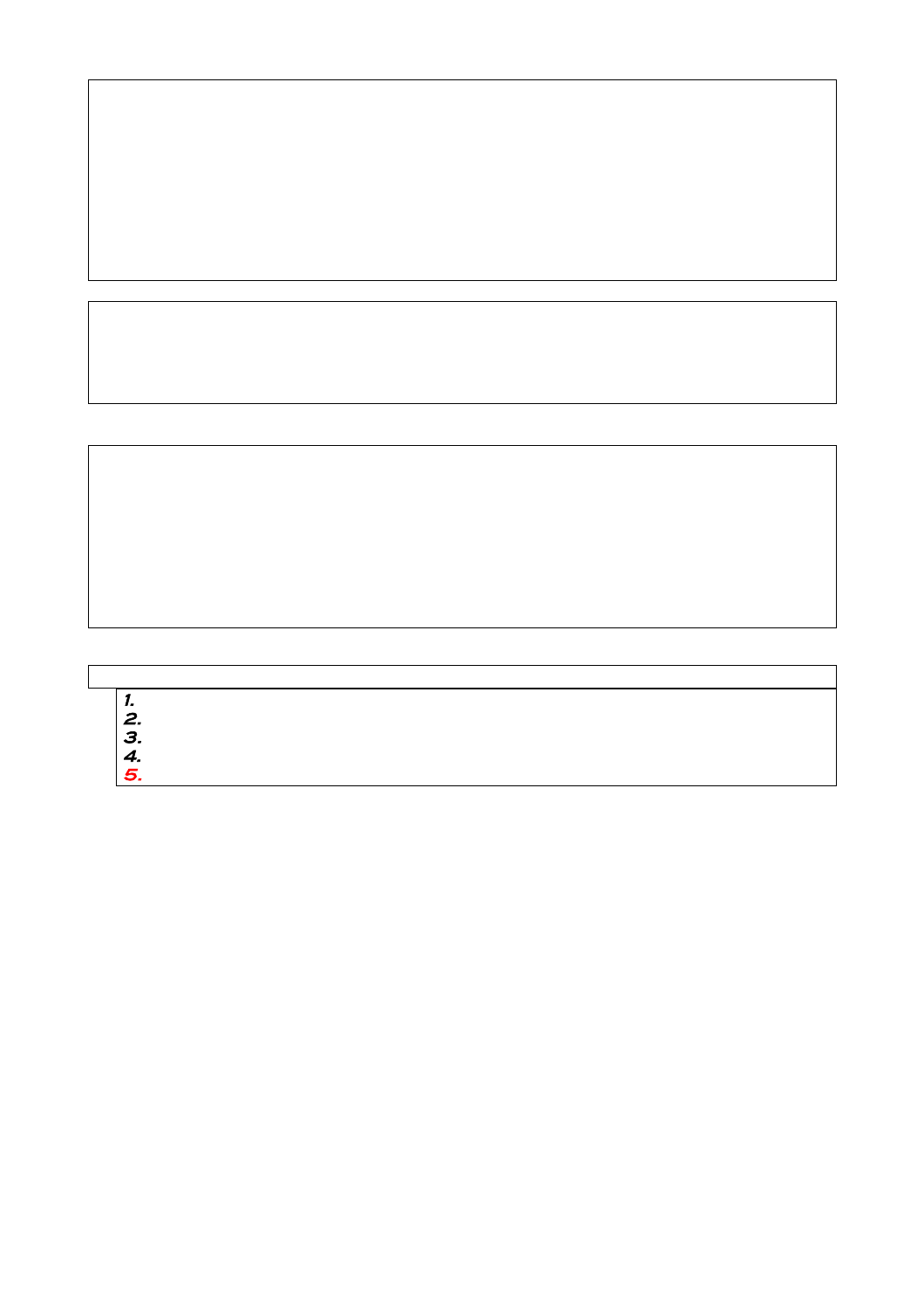1.
2.
3.
4.
5.